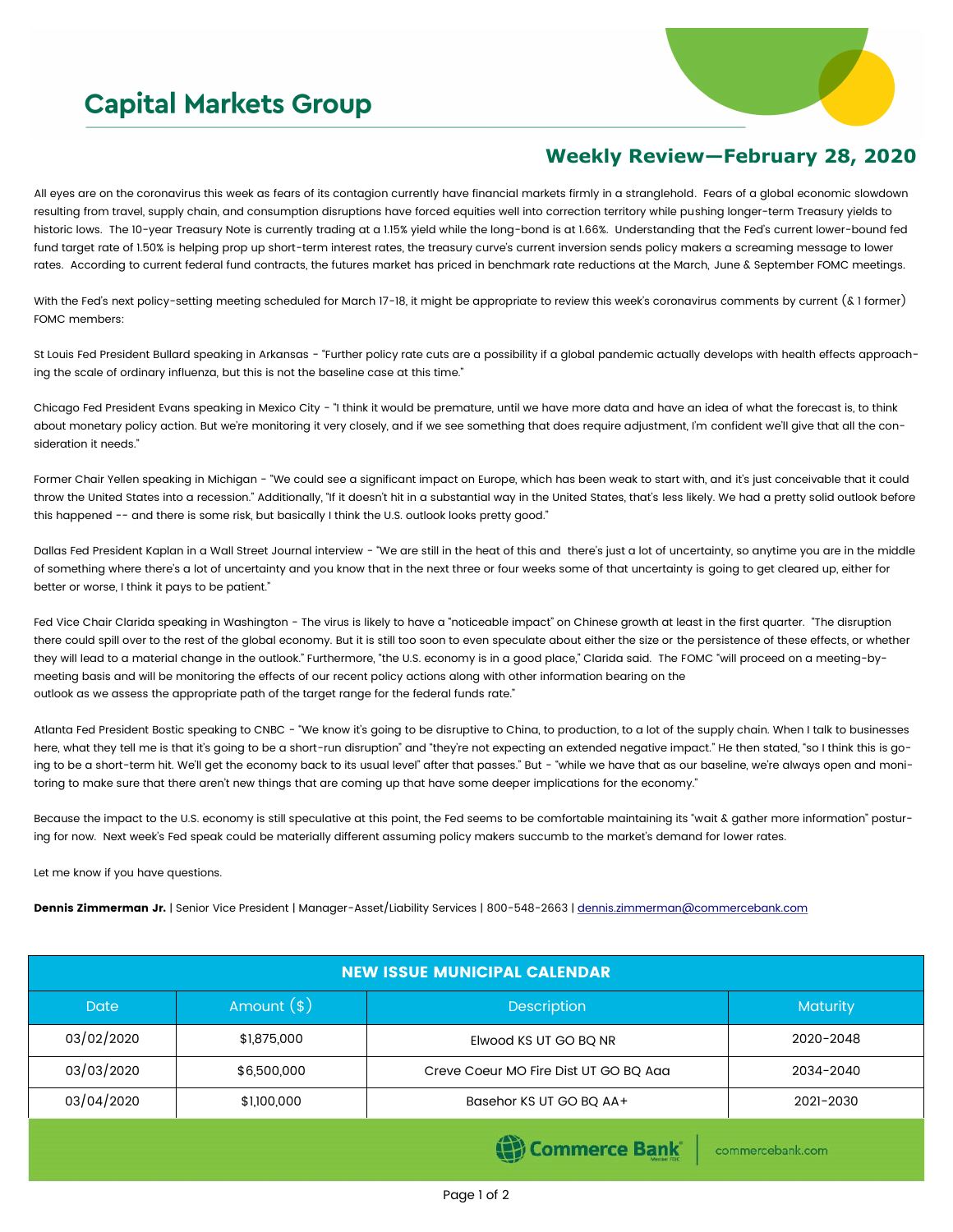# Capital Markets Group

## Weekly Review—February 28, 2020

All eyes are on the coronavirus this week as fears of its contagion currently have financial markets firmly in a stranglehold. Fears of a global economic slowdown resulting from travel, supply chain, and consumption disruptions have forced equities well into correction territory while pushing longer-term Treasury yields to historic lows. The 10-year Treasury Note is currently trading at a 1.15% yield while the long-bond is at 1.66%. Understanding that the Fed's current lower-bound fed fund target rate of 1.50% is helping prop up short-term interest rates, the treasury curve's current inversion sends policy makers a screaming message to lower rates. According to current federal fund contracts, the futures market has priced in benchmark rate reductions at the March, June & September FOMC meetings.

With the Fed's next policy-setting meeting scheduled for March 17-18, it might be appropriate to review this week's coronavirus comments by current (& 1 former) FOMC members:

St Louis Fed President Bullard speaking in Arkansas - "Further policy rate cuts are a possibility if a global pandemic actually develops with health effects approaching the scale of ordinary influenza, but this is not the baseline case at this time."

Chicago Fed President Evans speaking in Mexico City - "I think it would be premature, until we have more data and have an idea of what the forecast is, to think about monetary policy action. But we're monitoring it very closely, and if we see something that does require adjustment, I'm confident we'll give that all the consideration it needs."

Former Chair Yellen speaking in Michigan - "We could see a significant impact on Europe, which has been weak to start with, and it's just conceivable that it could throw the United States into a recession." Additionally, "If it doesn't hit in a substantial way in the United States, that's less likely. We had a pretty solid outlook before this happened -- and there is some risk, but basically I think the U.S. outlook looks pretty good."

Dallas Fed President Kaplan in a Wall Street Journal interview - "We are still in the heat of this and there's just a lot of uncertainty, so anytime you are in the middle of something where there's a lot of uncertainty and you know that in the next three or four weeks some of that uncertainty is going to get cleared up, either for better or worse, I think it pays to be patient."

Fed Vice Chair Clarida speaking in Washington - The virus is likely to have a "noticeable impact" on Chinese growth at least in the first quarter. "The disruption there could spill over to the rest of the global economy. But it is still too soon to even speculate about either the size or the persistence of these effects, or whether they will lead to a material change in the outlook." Furthermore, "the U.S. economy is in a good place," Clarida said. The FOMC "will proceed on a meeting-by-meeting basis and will be monitoring the effects of our recent policy actions along with other information bearing on the outlook as we assess the appropriate path of the target range for the federal funds rate."

Atlanta Fed President Bostic speaking to CNBC - "We know it's going to be disruptive to China, to production, to a lot of the supply chain. When I talk to businesses here, what they tell me is that it's going to be a short-run disruption" and "they're not expecting an extended negative impact." He then stated, "so I think this is going to be a short-term hit. We'll get the economy back to its usual level" after that passes." But - "while we have that as our baseline, we're always open and monitoring to make sure that there aren't new things that are coming up that have some deeper implications for the economy."

Because the impact to the U.S. economy is still speculative at this point, the Fed seems to be comfortable maintaining its "wait & gather more information" posturing for now. Next week's Fed speak could be materially different assuming policy makers succumb to the market's demand for lower rates.

Let me know if you have questions.

**Dennis Zimmerman Jr.** | Senior Vice President | Manager-Asset/Liability Services | 800-548-2663 | dennis.zimmerman@commercebank.com

| NEW ISSUE MUNICIPAL CALENDAR | | | |
|---|---|---|---|
| Date | Amount ($) | Description | Maturity |
| 03/02/2020 | $1,875,000 | Elwood KS UT GO BQ NR | 2020-2048 |
| 03/03/2020 | $6,500,000 | Creve Coeur MO Fire Dist UT GO BQ Aaa | 2034-2040 |
| 03/04/2020 | $1,100,000 | Basehor KS UT GO BQ AA+ | 2021-2030 |

Commerce Bank | commercebank.com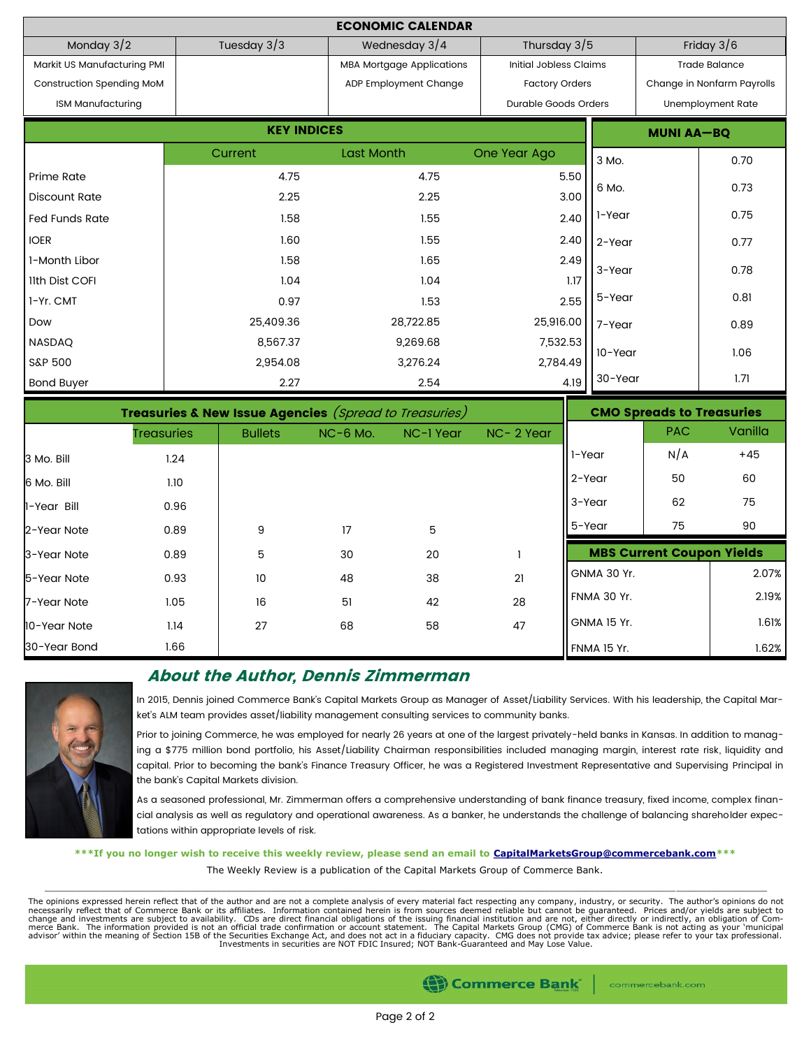## ECONOMIC CALENDAR

| Monday 3/2 | Tuesday 3/3 | Wednesday 3/4 | Thursday 3/5 | Friday 3/6 |
|---|---|---|---|---|
| Markit US Manufacturing PMI | | MBA Mortgage Applications | Initial Jobless Claims | Trade Balance |
| Construction Spending MoM | | ADP Employment Change | Factory Orders | Change in Nonfarm Payrolls |
| ISM Manufacturing | | | Durable Goods Orders | Unemployment Rate |

## KEY INDICES

| | Current | Last Month | One Year Ago |
|---|---|---|---|
| Prime Rate | 4.75 | 4.75 | 5.50 |
| Discount Rate | 2.25 | 2.25 | 3.00 |
| Fed Funds Rate | 1.58 | 1.55 | 2.40 |
| IOER | 1.60 | 1.55 | 2.40 |
| 1-Month Libor | 1.58 | 1.65 | 2.49 |
| 11th Dist COFI | 1.04 | 1.04 | 1.17 |
| 1-Yr. CMT | 0.97 | 1.53 | 2.55 |
| Dow | 25,409.36 | 28,722.85 | 25,916.00 |
| NASDAQ | 8,567.37 | 9,269.68 | 7,532.53 |
| S&P 500 | 2,954.08 | 3,276.24 | 2,784.49 |
| Bond Buyer | 2.27 | 2.54 | 4.19 |

## MUNI AA—BQ

| | |
|---|---|
| 3 Mo. | 0.70 |
| 6 Mo. | 0.73 |
| 1-Year | 0.75 |
| 2-Year | 0.77 |
| 3-Year | 0.78 |
| 5-Year | 0.81 |
| 7-Year | 0.89 |
| 10-Year | 1.06 |
| 30-Year | 1.71 |

## Treasuries & New Issue Agencies *(Spread to Treasuries)*

| | Treasuries | Bullets | NC-6 Mo. | NC-1 Year | NC- 2 Year |
|---|---|---|---|---|---|
| 3 Mo. Bill | 1.24 | | | | |
| 6 Mo. Bill | 1.10 | | | | |
| 1-Year Bill | 0.96 | | | | |
| 2-Year Note | 0.89 | 9 | 17 | 5 | |
| 3-Year Note | 0.89 | 5 | 30 | 20 | 1 |
| 5-Year Note | 0.93 | 10 | 48 | 38 | 21 |
| 7-Year Note | 1.05 | 16 | 51 | 42 | 28 |
| 10-Year Note | 1.14 | 27 | 68 | 58 | 47 |
| 30-Year Bond | 1.66 | | | | |

## CMO Spreads to Treasuries

| | PAC | Vanilla |
|---|---|---|
| 1-Year | N/A | +45 |
| 2-Year | 50 | 60 |
| 3-Year | 62 | 75 |
| 5-Year | 75 | 90 |

## MBS Current Coupon Yields

| | |
|---|---|
| GNMA 30 Yr. | 2.07% |
| FNMA 30 Yr. | 2.19% |
| GNMA 15 Yr. | 1.61% |
| FNMA 15 Yr. | 1.62% |

## *About the Author, Dennis Zimmerman*

In 2015, Dennis joined Commerce Bank's Capital Markets Group as Manager of Asset/Liability Services. With his leadership, the Capital Market's ALM team provides asset/liability management consulting services to community banks.

Prior to joining Commerce, he was employed for nearly 26 years at one of the largest privately-held banks in Kansas. In addition to managing a $775 million bond portfolio, his Asset/Liability Chairman responsibilities included managing margin, interest rate risk, liquidity and capital. Prior to becoming the bank's Finance Treasury Officer, he was a Registered Investment Representative and Supervising Principal in the bank's Capital Markets division.

As a seasoned professional, Mr. Zimmerman offers a comprehensive understanding of bank finance treasury, fixed income, complex financial analysis as well as regulatory and operational awareness. As a banker, he understands the challenge of balancing shareholder expectations within appropriate levels of risk.

**\*\*\*If you no longer wish to receive this weekly review, please send an email to CapitalMarketsGroup@commercebank.com\*\*\***

The Weekly Review is a publication of the Capital Markets Group of Commerce Bank.

The opinions expressed herein reflect that of the author and are not a complete analysis of every material fact respecting any company, industry, or security. The author's opinions do not necessarily reflect that of Commerce Bank or its affiliates. Information contained herein is from sources deemed reliable but cannot be guaranteed. Prices and/or yields are subject to change and investments are subject to availability. CDs are direct financial obligations of the issuing financial institution and are not, either directly or indirectly, an obligation of Commerce Bank. The information provided is not an official trade confirmation or account statement. The Capital Markets Group (CMG) of Commerce Bank is not acting as your 'municipal advisor' within the meaning of Section 15B of the Securities Exchange Act, and does not act in a fiduciary capacity. CMG does not provide tax advice; please refer to your tax professional. Investments in securities are NOT FDIC Insured; NOT Bank-Guaranteed and May Lose Value.

Commerce Bank | commercebank.com